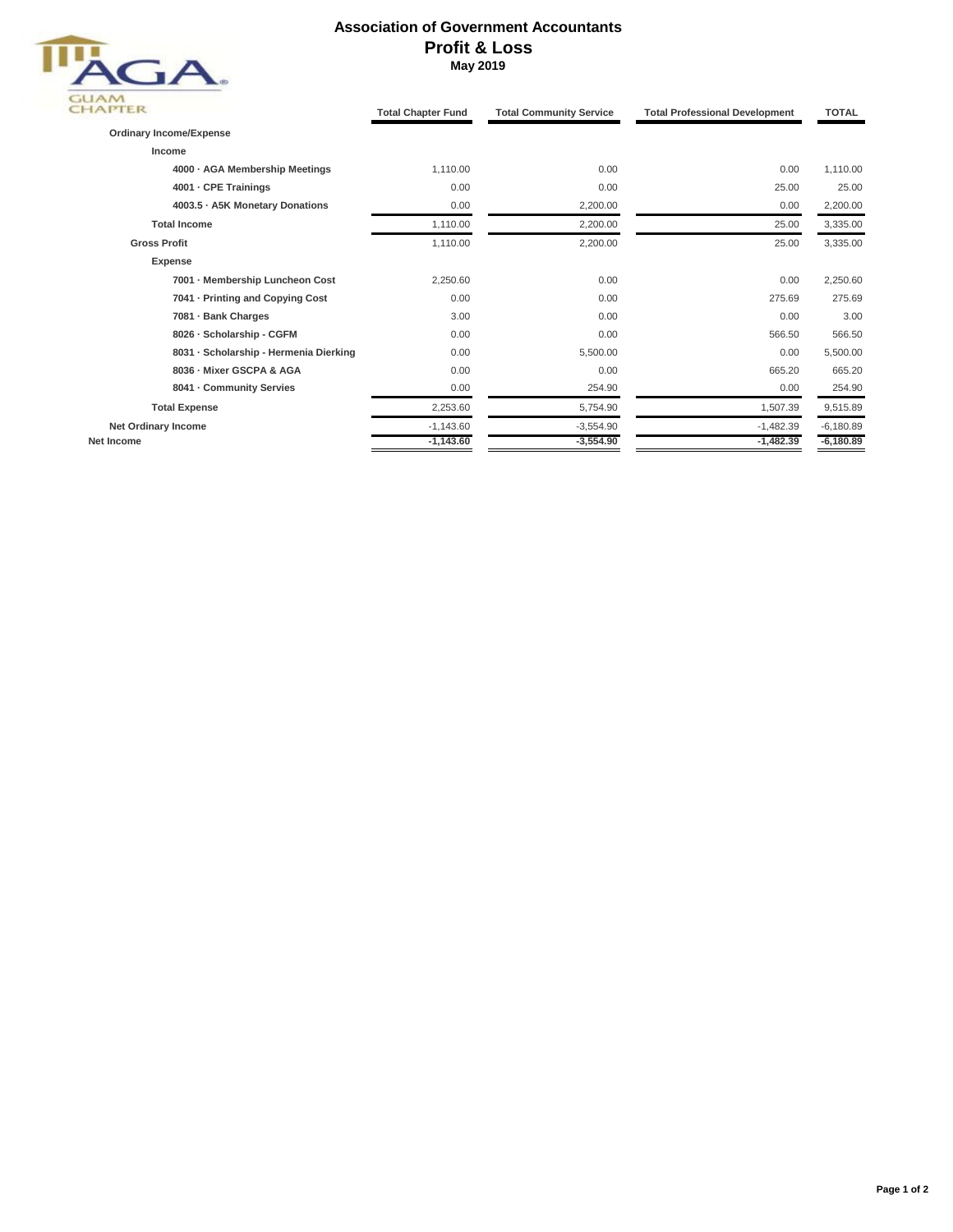# Association of Government Accountants
## Profit & Loss
### May 2019

AGA GUAM CHAPTER

| | Total Chapter Fund | Total Community Service | Total Professional Development | TOTAL |
|---|---|---|---|---|
| **Ordinary Income/Expense** | | | | |
| **Income** | | | | |
| **4000 · AGA Membership Meetings** | 1,110.00 | 0.00 | 0.00 | 1,110.00 |
| **4001 · CPE Trainings** | 0.00 | 0.00 | 25.00 | 25.00 |
| **4003.5 · A5K Monetary Donations** | 0.00 | 2,200.00 | 0.00 | 2,200.00 |
| **Total Income** | 1,110.00 | 2,200.00 | 25.00 | 3,335.00 |
| **Gross Profit** | 1,110.00 | 2,200.00 | 25.00 | 3,335.00 |
| **Expense** | | | | |
| **7001 · Membership Luncheon Cost** | 2,250.60 | 0.00 | 0.00 | 2,250.60 |
| **7041 · Printing and Copying Cost** | 0.00 | 0.00 | 275.69 | 275.69 |
| **7081 · Bank Charges** | 3.00 | 0.00 | 0.00 | 3.00 |
| **8026 · Scholarship - CGFM** | 0.00 | 0.00 | 566.50 | 566.50 |
| **8031 · Scholarship - Hermenia Dierking** | 0.00 | 5,500.00 | 0.00 | 5,500.00 |
| **8036 · Mixer GSCPA & AGA** | 0.00 | 0.00 | 665.20 | 665.20 |
| **8041 · Community Servies** | 0.00 | 254.90 | 0.00 | 254.90 |
| **Total Expense** | 2,253.60 | 5,754.90 | 1,507.39 | 9,515.89 |
| **Net Ordinary Income** | -1,143.60 | -3,554.90 | -1,482.39 | -6,180.89 |
| **Net Income** | **-1,143.60** | **-3,554.90** | **-1,482.39** | **-6,180.89** |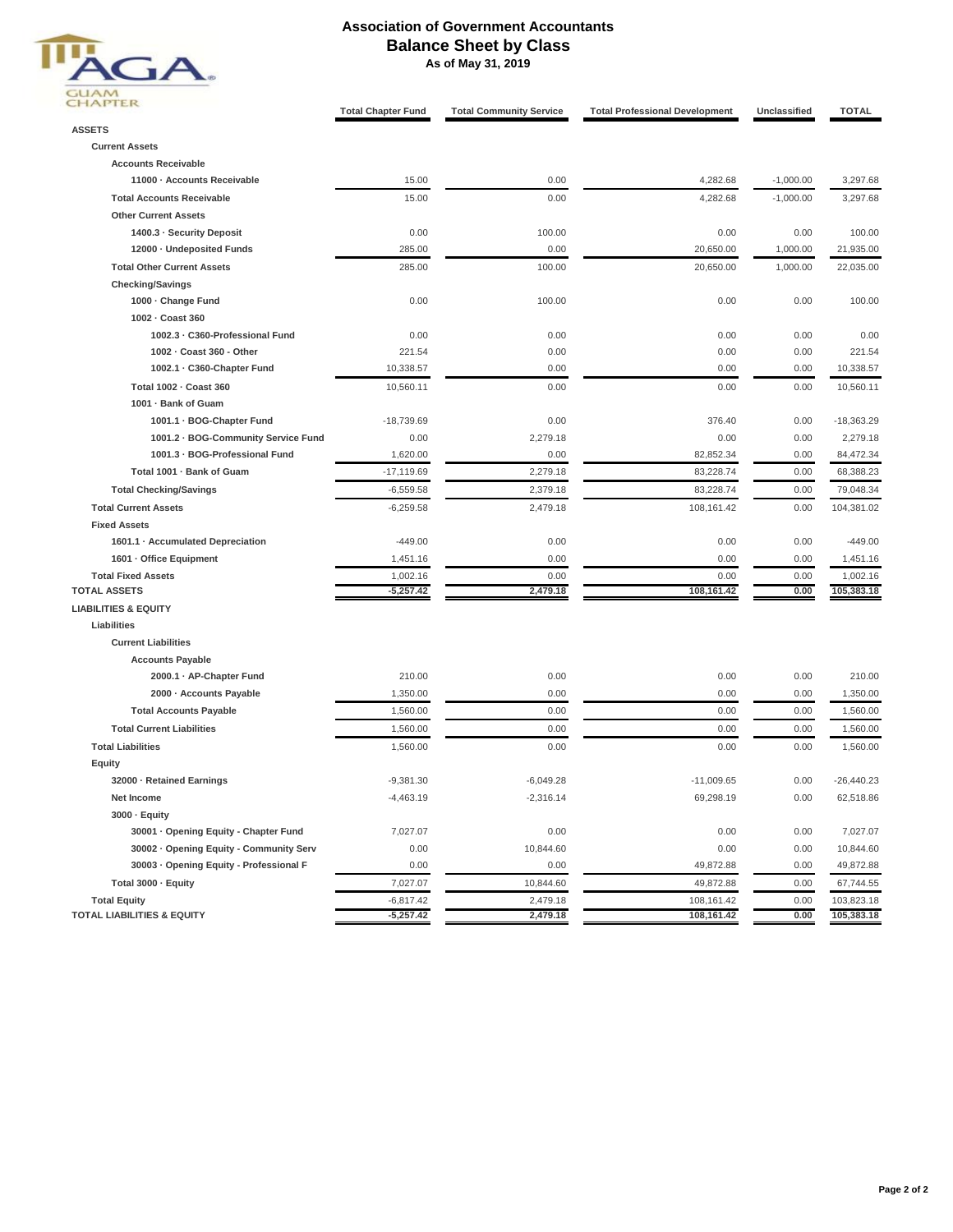# Association of Government Accountants

## Balance Sheet by Class

**As of May 31, 2019**

| | Total Chapter Fund | Total Community Service | Total Professional Development | Unclassified | TOTAL |
|---|---|---|---|---|---|
| **ASSETS** | | | | | |
| **Current Assets** | | | | | |
| **Accounts Receivable** | | | | | |
| **11000 · Accounts Receivable** | 15.00 | 0.00 | 4,282.68 | -1,000.00 | 3,297.68 |
| **Total Accounts Receivable** | 15.00 | 0.00 | 4,282.68 | -1,000.00 | 3,297.68 |
| **Other Current Assets** | | | | | |
| **1400.3 · Security Deposit** | 0.00 | 100.00 | 0.00 | 0.00 | 100.00 |
| **12000 · Undeposited Funds** | 285.00 | 0.00 | 20,650.00 | 1,000.00 | 21,935.00 |
| **Total Other Current Assets** | 285.00 | 100.00 | 20,650.00 | 1,000.00 | 22,035.00 |
| **Checking/Savings** | | | | | |
| **1000 · Change Fund** | 0.00 | 100.00 | 0.00 | 0.00 | 100.00 |
| **1002 · Coast 360** | | | | | |
| **1002.3 · C360-Professional Fund** | 0.00 | 0.00 | 0.00 | 0.00 | 0.00 |
| **1002 · Coast 360 - Other** | 221.54 | 0.00 | 0.00 | 0.00 | 221.54 |
| **1002.1 · C360-Chapter Fund** | 10,338.57 | 0.00 | 0.00 | 0.00 | 10,338.57 |
| **Total 1002 · Coast 360** | 10,560.11 | 0.00 | 0.00 | 0.00 | 10,560.11 |
| **1001 · Bank of Guam** | | | | | |
| **1001.1 · BOG-Chapter Fund** | -18,739.69 | 0.00 | 376.40 | 0.00 | -18,363.29 |
| **1001.2 · BOG-Community Service Fund** | 0.00 | 2,279.18 | 0.00 | 0.00 | 2,279.18 |
| **1001.3 · BOG-Professional Fund** | 1,620.00 | 0.00 | 82,852.34 | 0.00 | 84,472.34 |
| **Total 1001 · Bank of Guam** | -17,119.69 | 2,279.18 | 83,228.74 | 0.00 | 68,388.23 |
| **Total Checking/Savings** | -6,559.58 | 2,379.18 | 83,228.74 | 0.00 | 79,048.34 |
| **Total Current Assets** | -6,259.58 | 2,479.18 | 108,161.42 | 0.00 | 104,381.02 |
| **Fixed Assets** | | | | | |
| **1601.1 · Accumulated Depreciation** | -449.00 | 0.00 | 0.00 | 0.00 | -449.00 |
| **1601 · Office Equipment** | 1,451.16 | 0.00 | 0.00 | 0.00 | 1,451.16 |
| **Total Fixed Assets** | 1,002.16 | 0.00 | 0.00 | 0.00 | 1,002.16 |
| **TOTAL ASSETS** | **-5,257.42** | **2,479.18** | **108,161.42** | **0.00** | **105,383.18** |
| **LIABILITIES & EQUITY** | | | | | |
| **Liabilities** | | | | | |
| **Current Liabilities** | | | | | |
| **Accounts Payable** | | | | | |
| **2000.1 · AP-Chapter Fund** | 210.00 | 0.00 | 0.00 | 0.00 | 210.00 |
| **2000 · Accounts Payable** | 1,350.00 | 0.00 | 0.00 | 0.00 | 1,350.00 |
| **Total Accounts Payable** | 1,560.00 | 0.00 | 0.00 | 0.00 | 1,560.00 |
| **Total Current Liabilities** | 1,560.00 | 0.00 | 0.00 | 0.00 | 1,560.00 |
| **Total Liabilities** | 1,560.00 | 0.00 | 0.00 | 0.00 | 1,560.00 |
| **Equity** | | | | | |
| **32000 · Retained Earnings** | -9,381.30 | -6,049.28 | -11,009.65 | 0.00 | -26,440.23 |
| **Net Income** | -4,463.19 | -2,316.14 | 69,298.19 | 0.00 | 62,518.86 |
| **3000 · Equity** | | | | | |
| **30001 · Opening Equity - Chapter Fund** | 7,027.07 | 0.00 | 0.00 | 0.00 | 7,027.07 |
| **30002 · Opening Equity - Community Serv** | 0.00 | 10,844.60 | 0.00 | 0.00 | 10,844.60 |
| **30003 · Opening Equity - Professional F** | 0.00 | 0.00 | 49,872.88 | 0.00 | 49,872.88 |
| **Total 3000 · Equity** | 7,027.07 | 10,844.60 | 49,872.88 | 0.00 | 67,744.55 |
| **Total Equity** | -6,817.42 | 2,479.18 | 108,161.42 | 0.00 | 103,823.18 |
| **TOTAL LIABILITIES & EQUITY** | **-5,257.42** | **2,479.18** | **108,161.42** | **0.00** | **105,383.18** |